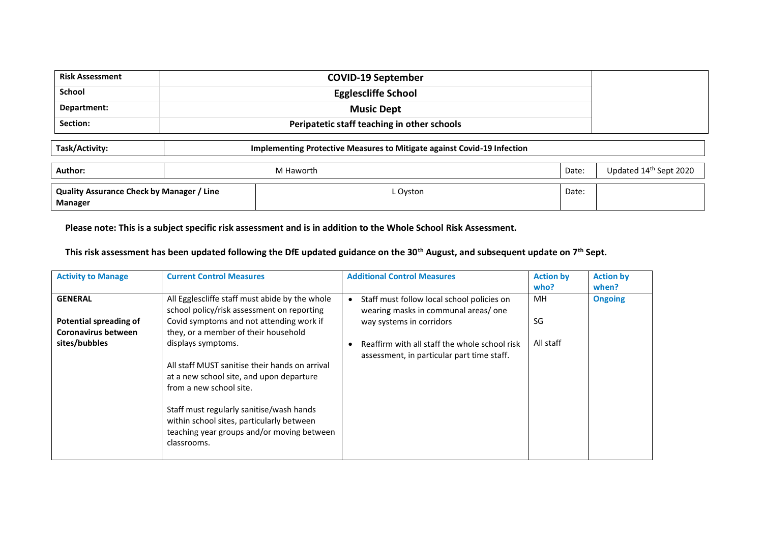| Risk Assessment | COVID-19 September | |
|---|---|---|
| School | Egglescliffe School | |
| Department: | Music Dept | |
| Section: | Peripatetic staff teaching in other schools | |

| Task/Activity: | Implementing Protective Measures to Mitigate against Covid-19 Infection |
|---|---|

| Author: | M Haworth | Date: | Updated 14th Sept 2020 |
|---|---|---|---|

| Quality Assurance Check by Manager / Line Manager | L Oyston | Date: | |
|---|---|---|---|

**Please note: This is a subject specific risk assessment and is in addition to the Whole School Risk Assessment.**

**This risk assessment has been updated following the DfE updated guidance on the 30th August, and subsequent update on 7th Sept.**

| Activity to Manage | Current Control Measures | Additional Control Measures | Action by who? | Action by when? |
|---|---|---|---|---|
| **GENERAL**<br><br>**Potential spreading of Coronavirus between sites/bubbles** | All Egglescliffe staff must abide by the whole school policy/risk assessment on reporting Covid symptoms and not attending work if they, or a member of their household displays symptoms.<br><br>All staff MUST sanitise their hands on arrival at a new school site, and upon departure from a new school site.<br><br>Staff must regularly sanitise/wash hands within school sites, particularly between teaching year groups and/or moving between classrooms. | • Staff must follow local school policies on wearing masks in communal areas/ one way systems in corridors<br><br>• Reaffirm with all staff the whole school risk assessment, in particular part time staff. | MH<br><br>SG<br><br>All staff | **Ongoing** |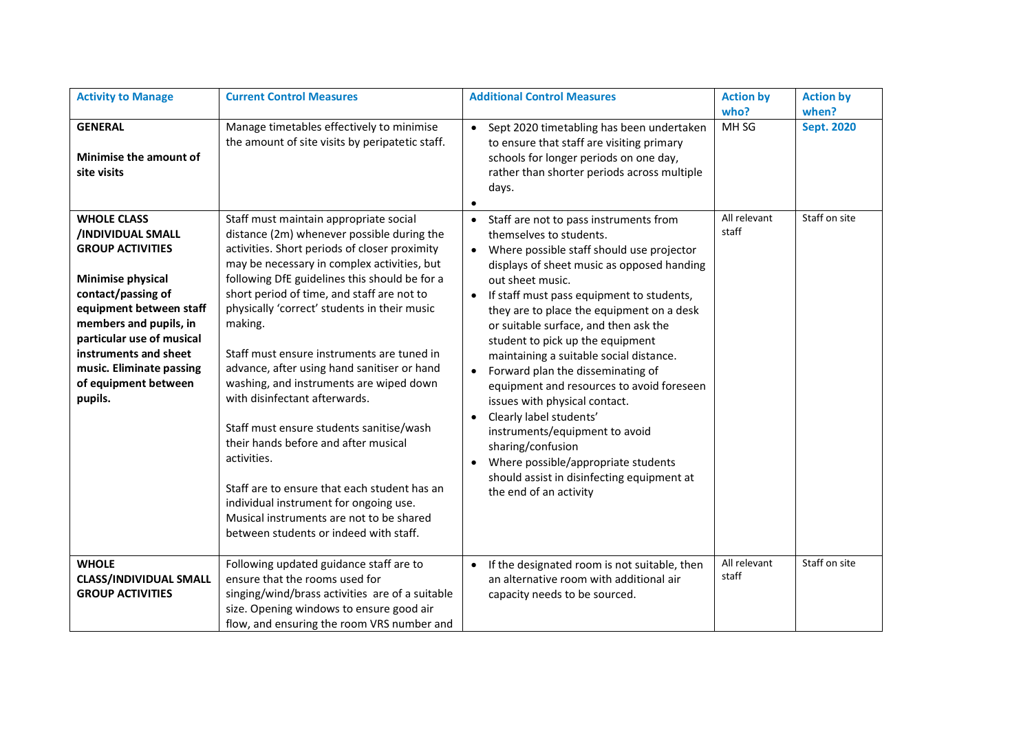| Activity to Manage | Current Control Measures | Additional Control Measures | Action by who? | Action by when? |
|---|---|---|---|---|
| **GENERAL**<br><br>**Minimise the amount of site visits** | Manage timetables effectively to minimise the amount of site visits by peripatetic staff. | • Sept 2020 timetabling has been undertaken to ensure that staff are visiting primary schools for longer periods on one day, rather than shorter periods across multiple days.<br>• | MH SG | **Sept. 2020** |
| **WHOLE CLASS /INDIVIDUAL SMALL GROUP ACTIVITIES**<br><br>**Minimise physical contact/passing of equipment between staff members and pupils, in particular use of musical instruments and sheet music. Eliminate passing of equipment between pupils.** | Staff must maintain appropriate social distance (2m) whenever possible during the activities. Short periods of closer proximity may be necessary in complex activities, but following DfE guidelines this should be for a short period of time, and staff are not to physically 'correct' students in their music making.<br><br>Staff must ensure instruments are tuned in advance, after using hand sanitiser or hand washing, and instruments are wiped down with disinfectant afterwards.<br><br>Staff must ensure students sanitise/wash their hands before and after musical activities.<br><br>Staff are to ensure that each student has an individual instrument for ongoing use. Musical instruments are not to be shared between students or indeed with staff. | • Staff are not to pass instruments from themselves to students.<br>• Where possible staff should use projector displays of sheet music as opposed handing out sheet music.<br>• If staff must pass equipment to students, they are to place the equipment on a desk or suitable surface, and then ask the student to pick up the equipment maintaining a suitable social distance.<br>• Forward plan the disseminating of equipment and resources to avoid foreseen issues with physical contact.<br>• Clearly label students' instruments/equipment to avoid sharing/confusion<br>• Where possible/appropriate students should assist in disinfecting equipment at the end of an activity | All relevant staff | Staff on site |
| **WHOLE CLASS/INDIVIDUAL SMALL GROUP ACTIVITIES** | Following updated guidance staff are to ensure that the rooms used for singing/wind/brass activities are of a suitable size. Opening windows to ensure good air flow, and ensuring the room VRS number and | • If the designated room is not suitable, then an alternative room with additional air capacity needs to be sourced. | All relevant staff | Staff on site |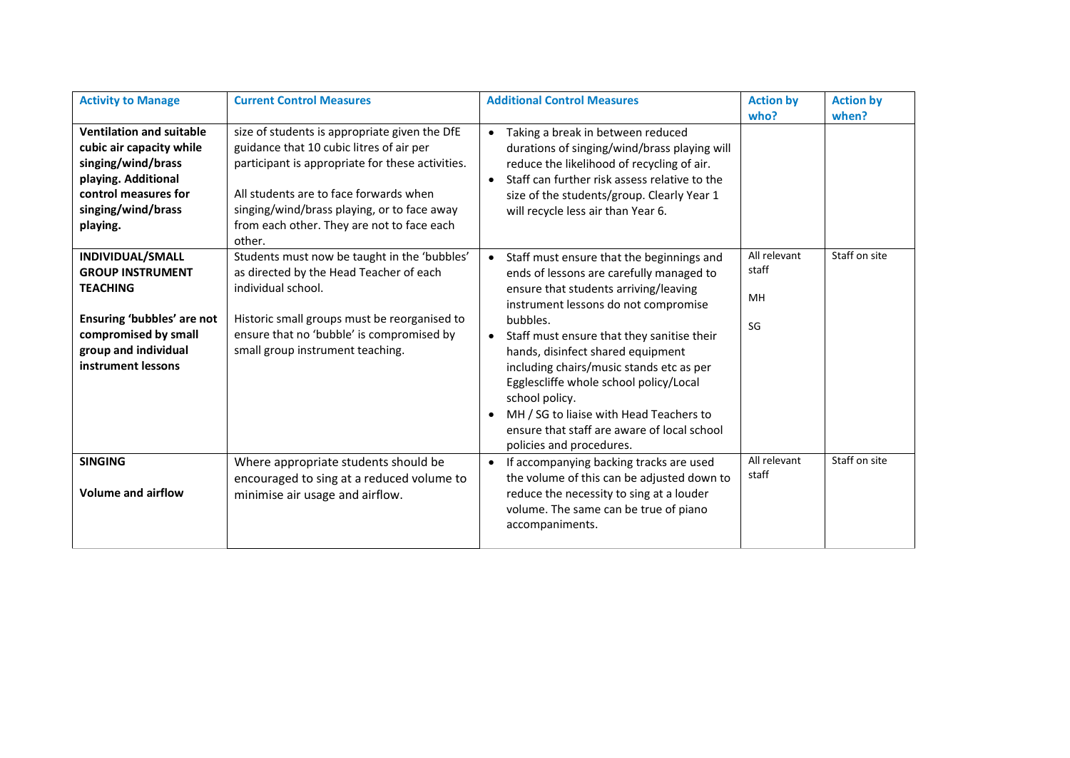| Activity to Manage | Current Control Measures | Additional Control Measures | Action by who? | Action by when? |
|---|---|---|---|---|
| **Ventilation and suitable cubic air capacity while singing/wind/brass playing. Additional control measures for singing/wind/brass playing.** | size of students is appropriate given the DfE guidance that 10 cubic litres of air per participant is appropriate for these activities.<br><br>All students are to face forwards when singing/wind/brass playing, or to face away from each other. They are not to face each other. | • Taking a break in between reduced durations of singing/wind/brass playing will reduce the likelihood of recycling of air.<br>• Staff can further risk assess relative to the size of the students/group. Clearly Year 1 will recycle less air than Year 6. | | |
| **INDIVIDUAL/SMALL GROUP INSTRUMENT TEACHING**<br><br>**Ensuring 'bubbles' are not compromised by small group and individual instrument lessons** | Students must now be taught in the 'bubbles' as directed by the Head Teacher of each individual school.<br><br>Historic small groups must be reorganised to ensure that no 'bubble' is compromised by small group instrument teaching. | • Staff must ensure that the beginnings and ends of lessons are carefully managed to ensure that students arriving/leaving instrument lessons do not compromise bubbles.<br>• Staff must ensure that they sanitise their hands, disinfect shared equipment including chairs/music stands etc as per Egglescliffe whole school policy/Local school policy.<br>• MH / SG to liaise with Head Teachers to ensure that staff are aware of local school policies and procedures. | All relevant staff<br><br>MH<br><br>SG | Staff on site |
| **SINGING**<br><br>**Volume and airflow** | Where appropriate students should be encouraged to sing at a reduced volume to minimise air usage and airflow. | • If accompanying backing tracks are used the volume of this can be adjusted down to reduce the necessity to sing at a louder volume. The same can be true of piano accompaniments. | All relevant staff | Staff on site |